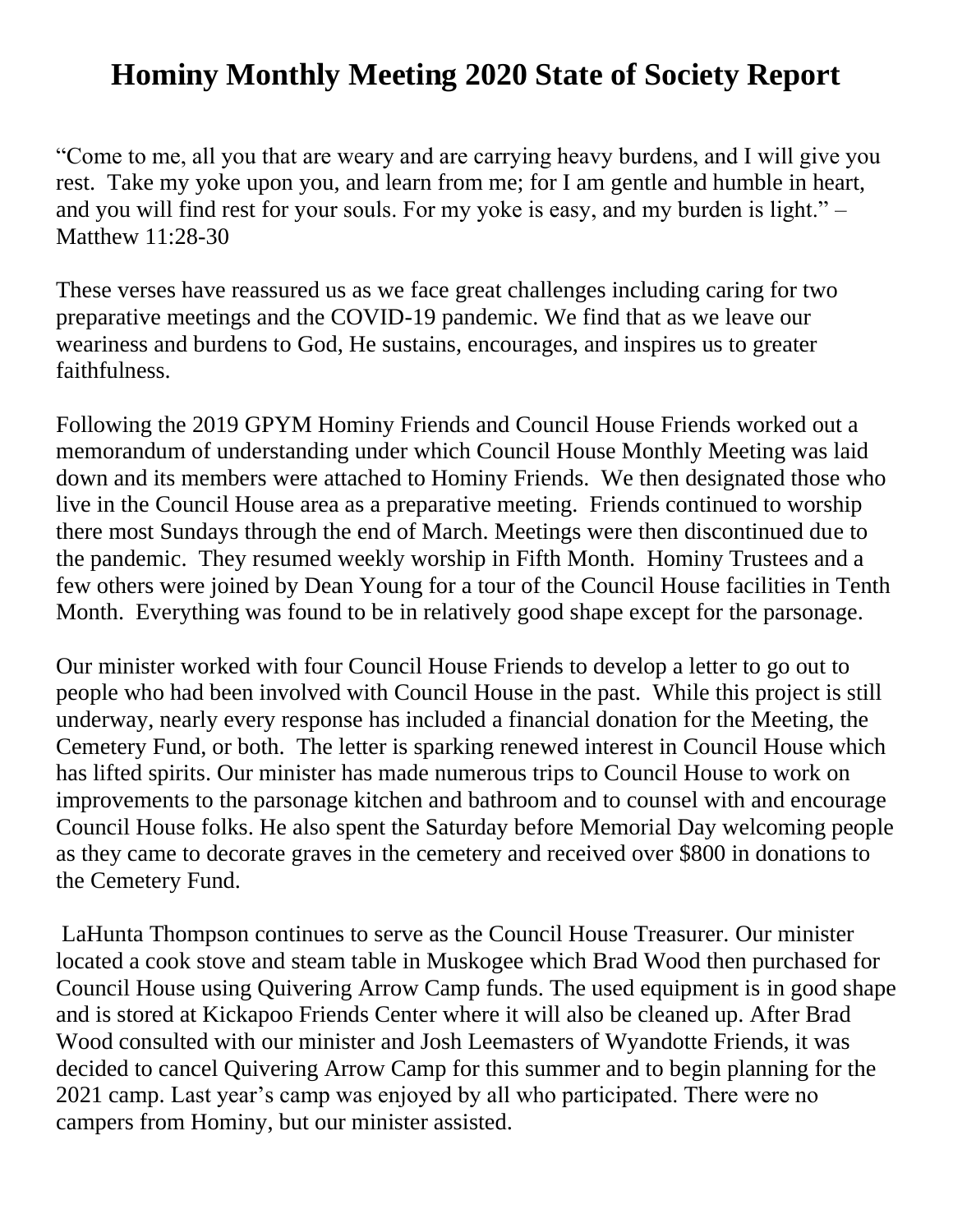# Hominy Monthly Meeting 2020 State of Society Report

"Come to me, all you that are weary and are carrying heavy burdens, and I will give you rest. Take my yoke upon you, and learn from me; for I am gentle and humble in heart, and you will find rest for your souls. For my yoke is easy, and my burden is light." – Matthew 11:28-30

These verses have reassured us as we face great challenges including caring for two preparative meetings and the COVID-19 pandemic. We find that as we leave our weariness and burdens to God, He sustains, encourages, and inspires us to greater faithfulness.

Following the 2019 GPYM Hominy Friends and Council House Friends worked out a memorandum of understanding under which Council House Monthly Meeting was laid down and its members were attached to Hominy Friends. We then designated those who live in the Council House area as a preparative meeting. Friends continued to worship there most Sundays through the end of March. Meetings were then discontinued due to the pandemic. They resumed weekly worship in Fifth Month. Hominy Trustees and a few others were joined by Dean Young for a tour of the Council House facilities in Tenth Month. Everything was found to be in relatively good shape except for the parsonage.

Our minister worked with four Council House Friends to develop a letter to go out to people who had been involved with Council House in the past. While this project is still underway, nearly every response has included a financial donation for the Meeting, the Cemetery Fund, or both. The letter is sparking renewed interest in Council House which has lifted spirits. Our minister has made numerous trips to Council House to work on improvements to the parsonage kitchen and bathroom and to counsel with and encourage Council House folks. He also spent the Saturday before Memorial Day welcoming people as they came to decorate graves in the cemetery and received over $800 in donations to the Cemetery Fund.

LaHunta Thompson continues to serve as the Council House Treasurer. Our minister located a cook stove and steam table in Muskogee which Brad Wood then purchased for Council House using Quivering Arrow Camp funds. The used equipment is in good shape and is stored at Kickapoo Friends Center where it will also be cleaned up. After Brad Wood consulted with our minister and Josh Leemasters of Wyandotte Friends, it was decided to cancel Quivering Arrow Camp for this summer and to begin planning for the 2021 camp. Last year's camp was enjoyed by all who participated. There were no campers from Hominy, but our minister assisted.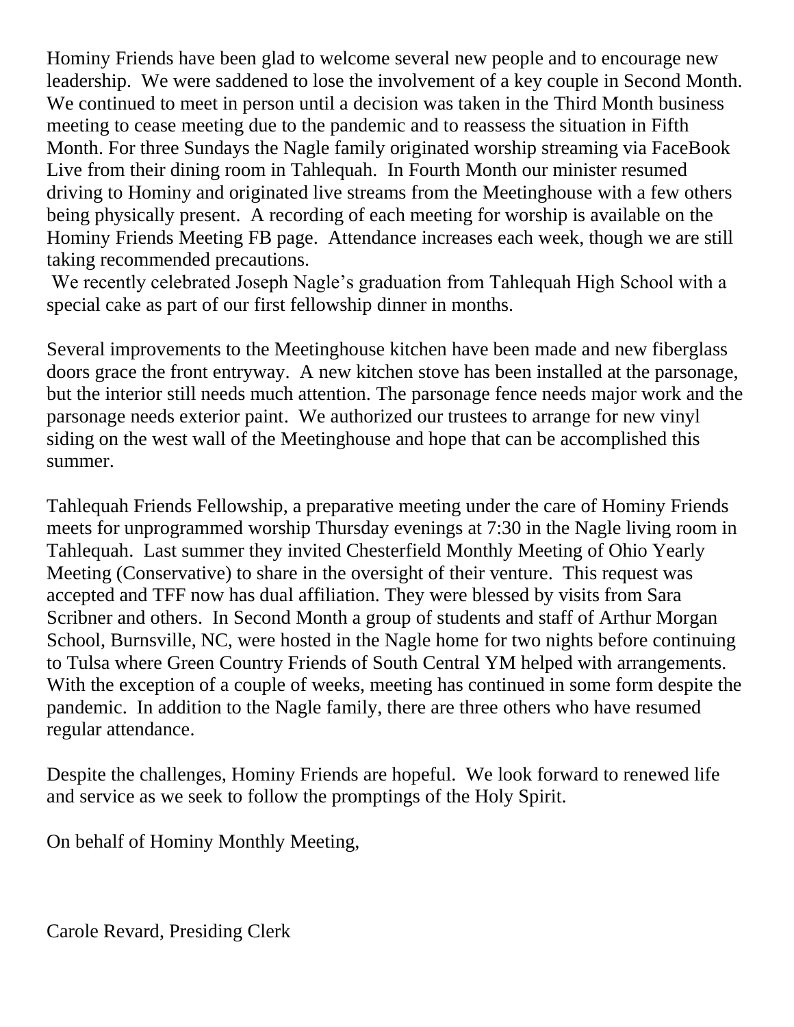Hominy Friends have been glad to welcome several new people and to encourage new leadership. We were saddened to lose the involvement of a key couple in Second Month. We continued to meet in person until a decision was taken in the Third Month business meeting to cease meeting due to the pandemic and to reassess the situation in Fifth Month. For three Sundays the Nagle family originated worship streaming via FaceBook Live from their dining room in Tahlequah. In Fourth Month our minister resumed driving to Hominy and originated live streams from the Meetinghouse with a few others being physically present. A recording of each meeting for worship is available on the Hominy Friends Meeting FB page. Attendance increases each week, though we are still taking recommended precautions.

We recently celebrated Joseph Nagle's graduation from Tahlequah High School with a special cake as part of our first fellowship dinner in months.

Several improvements to the Meetinghouse kitchen have been made and new fiberglass doors grace the front entryway. A new kitchen stove has been installed at the parsonage, but the interior still needs much attention. The parsonage fence needs major work and the parsonage needs exterior paint. We authorized our trustees to arrange for new vinyl siding on the west wall of the Meetinghouse and hope that can be accomplished this summer.

Tahlequah Friends Fellowship, a preparative meeting under the care of Hominy Friends meets for unprogrammed worship Thursday evenings at 7:30 in the Nagle living room in Tahlequah. Last summer they invited Chesterfield Monthly Meeting of Ohio Yearly Meeting (Conservative) to share in the oversight of their venture. This request was accepted and TFF now has dual affiliation. They were blessed by visits from Sara Scribner and others. In Second Month a group of students and staff of Arthur Morgan School, Burnsville, NC, were hosted in the Nagle home for two nights before continuing to Tulsa where Green Country Friends of South Central YM helped with arrangements. With the exception of a couple of weeks, meeting has continued in some form despite the pandemic. In addition to the Nagle family, there are three others who have resumed regular attendance.

Despite the challenges, Hominy Friends are hopeful. We look forward to renewed life and service as we seek to follow the promptings of the Holy Spirit.

On behalf of Hominy Monthly Meeting,

Carole Revard, Presiding Clerk